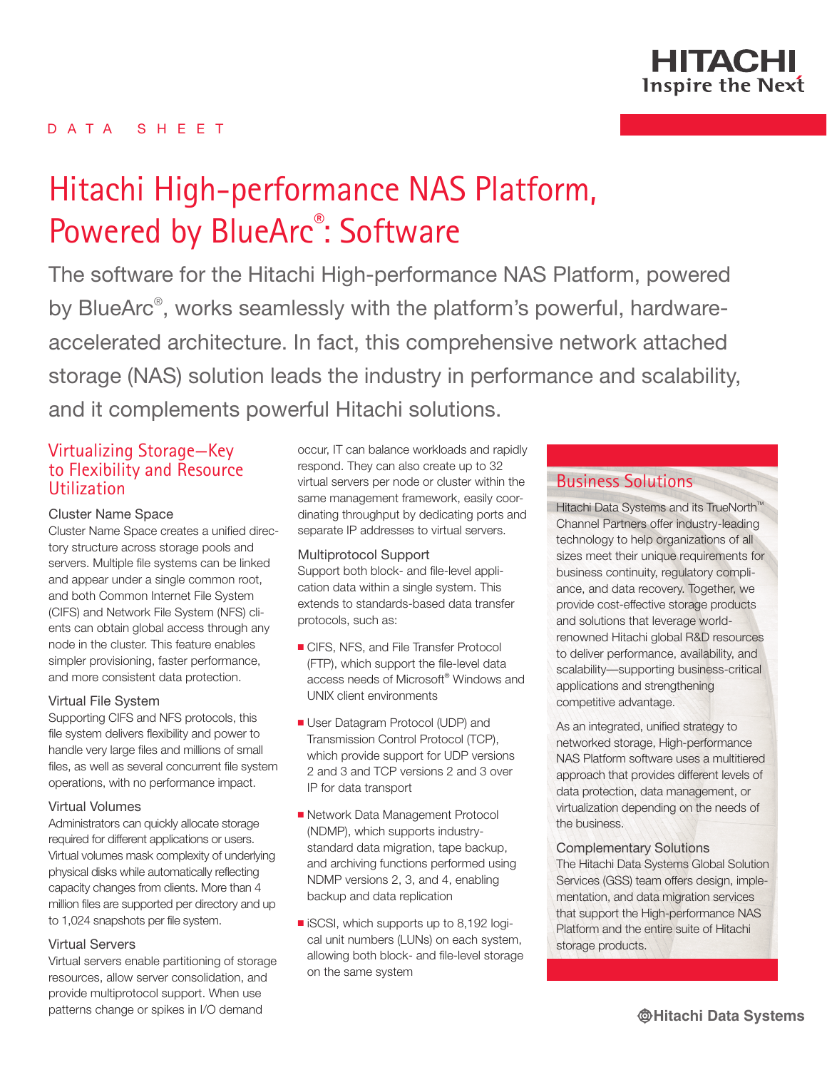DATA SHEET

# Hitachi High-performance NAS Platform, Powered by BlueArc®: Software

The software for the Hitachi High-performance NAS Platform, powered by BlueArc®, works seamlessly with the platform's powerful, hardware-accelerated architecture. In fact, this comprehensive network attached storage (NAS) solution leads the industry in performance and scalability, and it complements powerful Hitachi solutions.

## Virtualizing Storage—Key to Flexibility and Resource Utilization

### Cluster Name Space

Cluster Name Space creates a unified directory structure across storage pools and servers. Multiple file systems can be linked and appear under a single common root, and both Common Internet File System (CIFS) and Network File System (NFS) clients can obtain global access through any node in the cluster. This feature enables simpler provisioning, faster performance, and more consistent data protection.

### Virtual File System

Supporting CIFS and NFS protocols, this file system delivers flexibility and power to handle very large files and millions of small files, as well as several concurrent file system operations, with no performance impact.

### Virtual Volumes

Administrators can quickly allocate storage required for different applications or users. Virtual volumes mask complexity of underlying physical disks while automatically reflecting capacity changes from clients. More than 4 million files are supported per directory and up to 1,024 snapshots per file system.

### Virtual Servers

Virtual servers enable partitioning of storage resources, allow server consolidation, and provide multiprotocol support. When use patterns change or spikes in I/O demand occur, IT can balance workloads and rapidly respond. They can also create up to 32 virtual servers per node or cluster within the same management framework, easily coordinating throughput by dedicating ports and separate IP addresses to virtual servers.

### Multiprotocol Support

Support both block- and file-level application data within a single system. This extends to standards-based data transfer protocols, such as:

- CIFS, NFS, and File Transfer Protocol (FTP), which support the file-level data access needs of Microsoft® Windows and UNIX client environments
- User Datagram Protocol (UDP) and Transmission Control Protocol (TCP), which provide support for UDP versions 2 and 3 and TCP versions 2 and 3 over IP for data transport
- Network Data Management Protocol (NDMP), which supports industry-standard data migration, tape backup, and archiving functions performed using NDMP versions 2, 3, and 4, enabling backup and data replication
- iSCSI, which supports up to 8,192 logical unit numbers (LUNs) on each system, allowing both block- and file-level storage on the same system

## Business Solutions

Hitachi Data Systems and its TrueNorth™ Channel Partners offer industry-leading technology to help organizations of all sizes meet their unique requirements for business continuity, regulatory compliance, and data recovery. Together, we provide cost-effective storage products and solutions that leverage world-renowned Hitachi global R&D resources to deliver performance, availability, and scalability—supporting business-critical applications and strengthening competitive advantage.

As an integrated, unified strategy to networked storage, High-performance NAS Platform software uses a multitiered approach that provides different levels of data protection, data management, or virtualization depending on the needs of the business.

### Complementary Solutions

The Hitachi Data Systems Global Solution Services (GSS) team offers design, implementation, and data migration services that support the High-performance NAS Platform and the entire suite of Hitachi storage products.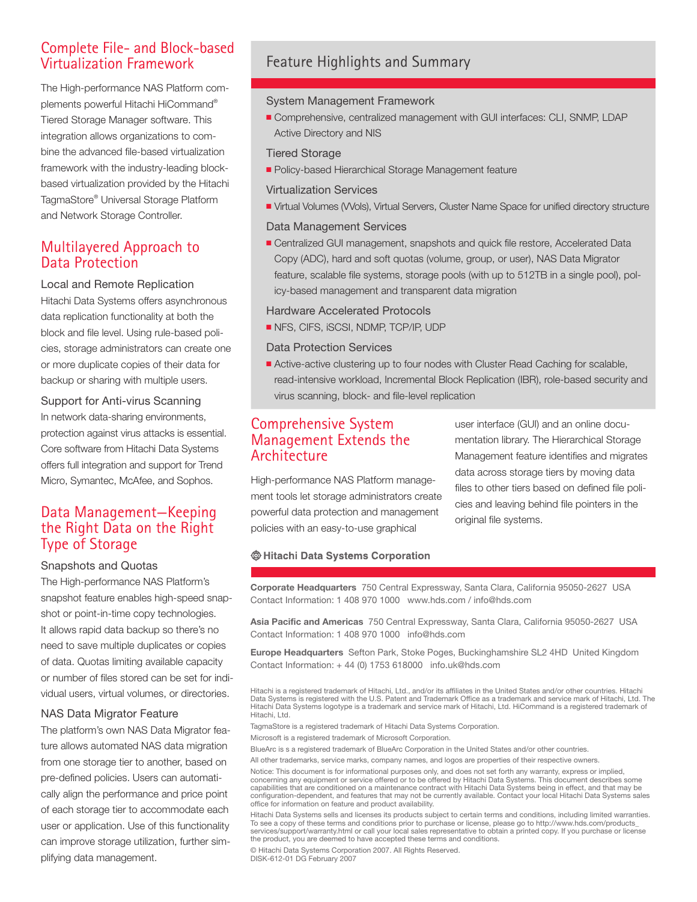## Complete File- and Block-based Virtualization Framework

The High-performance NAS Platform complements powerful Hitachi HiCommand® Tiered Storage Manager software. This integration allows organizations to combine the advanced file-based virtualization framework with the industry-leading block-based virtualization provided by the Hitachi TagmaStore® Universal Storage Platform and Network Storage Controller.

## Multilayered Approach to Data Protection

### Local and Remote Replication

Hitachi Data Systems offers asynchronous data replication functionality at both the block and file level. Using rule-based policies, storage administrators can create one or more duplicate copies of their data for backup or sharing with multiple users.

### Support for Anti-virus Scanning

In network data-sharing environments, protection against virus attacks is essential. Core software from Hitachi Data Systems offers full integration and support for Trend Micro, Symantec, McAfee, and Sophos.

## Data Management—Keeping the Right Data on the Right Type of Storage

### Snapshots and Quotas

The High-performance NAS Platform's snapshot feature enables high-speed snapshot or point-in-time copy technologies. It allows rapid data backup so there's no need to save multiple duplicates or copies of data. Quotas limiting available capacity or number of files stored can be set for individual users, virtual volumes, or directories.

### NAS Data Migrator Feature

The platform's own NAS Data Migrator feature allows automated NAS data migration from one storage tier to another, based on pre-defined policies. Users can automatically align the performance and price point of each storage tier to accommodate each user or application. Use of this functionality can improve storage utilization, further simplifying data management.

## Feature Highlights and Summary

### System Management Framework

- Comprehensive, centralized management with GUI interfaces: CLI, SNMP, LDAP Active Directory and NIS

### Tiered Storage

- Policy-based Hierarchical Storage Management feature

### Virtualization Services

- Virtual Volumes (VVols), Virtual Servers, Cluster Name Space for unified directory structure

### Data Management Services

- Centralized GUI management, snapshots and quick file restore, Accelerated Data Copy (ADC), hard and soft quotas (volume, group, or user), NAS Data Migrator feature, scalable file systems, storage pools (with up to 512TB in a single pool), policy-based management and transparent data migration

### Hardware Accelerated Protocols

- NFS, CIFS, iSCSI, NDMP, TCP/IP, UDP

### Data Protection Services

- Active-active clustering up to four nodes with Cluster Read Caching for scalable, read-intensive workload, Incremental Block Replication (IBR), role-based security and virus scanning, block- and file-level replication

## Comprehensive System Management Extends the Architecture

High-performance NAS Platform management tools let storage administrators create powerful data protection and management policies with an easy-to-use graphical user interface (GUI) and an online documentation library. The Hierarchical Storage Management feature identifies and migrates data across storage tiers by moving data files to other tiers based on defined file policies and leaving behind file pointers in the original file systems.

**Hitachi Data Systems Corporation**

**Corporate Headquarters** 750 Central Expressway, Santa Clara, California 95050-2627 USA
Contact Information: 1 408 970 1000 www.hds.com / info@hds.com

**Asia Pacific and Americas** 750 Central Expressway, Santa Clara, California 95050-2627 USA
Contact Information: 1 408 970 1000 info@hds.com

**Europe Headquarters** Sefton Park, Stoke Poges, Buckinghamshire SL2 4HD United Kingdom
Contact Information: + 44 (0) 1753 618000 info.uk@hds.com

Hitachi is a registered trademark of Hitachi, Ltd., and/or its affiliates in the United States and/or other countries. Hitachi Data Systems is registered with the U.S. Patent and Trademark Office as a trademark and service mark of Hitachi, Ltd. The Hitachi Data Systems logotype is a trademark and service mark of Hitachi, Ltd. HiCommand is a registered trademark of Hitachi, Ltd.

TagmaStore is a registered trademark of Hitachi Data Systems Corporation.

Microsoft is a registered trademark of Microsoft Corporation.

BlueArc is s a registered trademark of BlueArc Corporation in the United States and/or other countries.

All other trademarks, service marks, company names, and logos are properties of their respective owners.

Notice: This document is for informational purposes only, and does not set forth any warranty, express or implied, concerning any equipment or service offered or to be offered by Hitachi Data Systems. This document describes some capabilities that are conditioned on a maintenance contract with Hitachi Data Systems being in effect, and that may be configuration-dependent, and features that may not be currently available. Contact your local Hitachi Data Systems sales office for information on feature and product availability.

Hitachi Data Systems sells and licenses its products subject to certain terms and conditions, including limited warranties. To see a copy of these terms and conditions prior to purchase or license, please go to http://www.hds.com/products_services/support/warranty.html or call your local sales representative to obtain a printed copy. If you purchase or license the product, you are deemed to have accepted these terms and conditions.

© Hitachi Data Systems Corporation 2007. All Rights Reserved.
DISK-612-01 DG February 2007